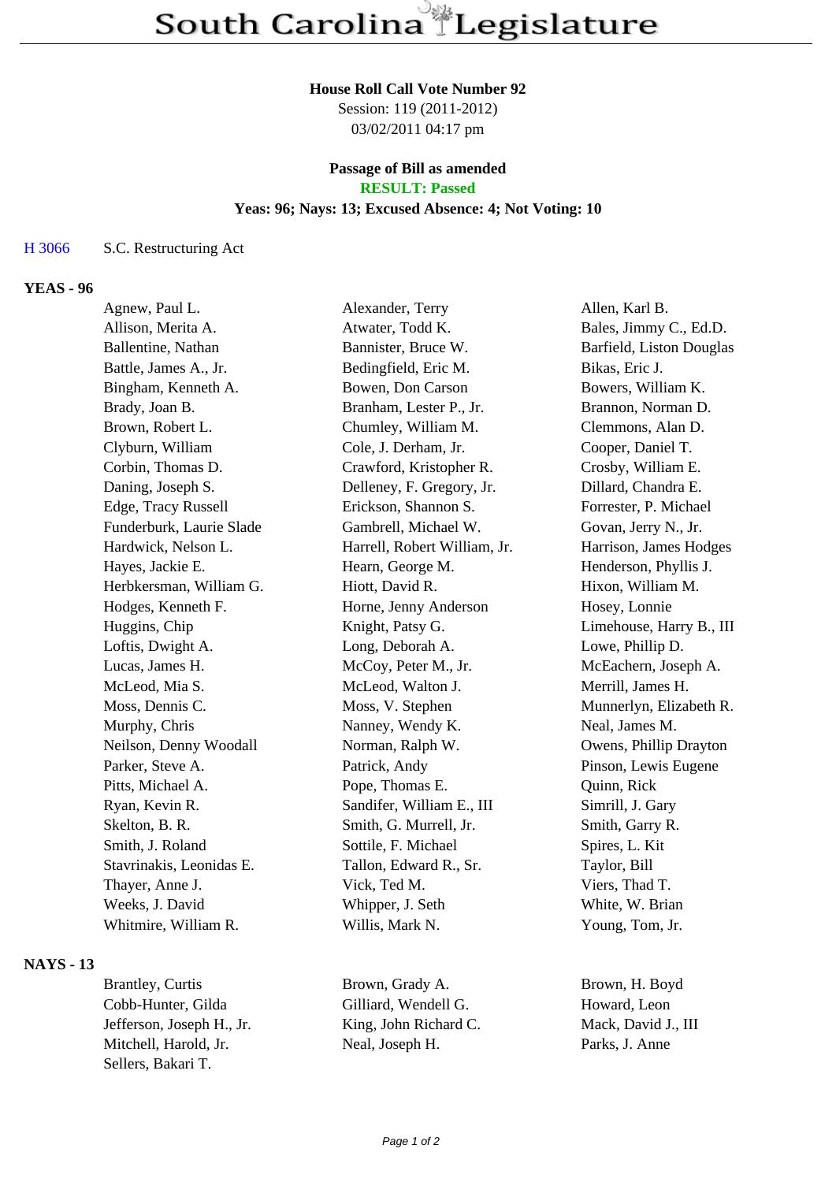# South Carolina Legislature

**House Roll Call Vote Number 92**
Session: 119 (2011-2012)
03/02/2011 04:17 pm

**Passage of Bill as amended**
**RESULT: Passed**
**Yeas: 96; Nays: 13; Excused Absence: 4; Not Voting: 10**

H 3066 S.C. Restructuring Act

## YEAS - 96

| | | |
|---|---|---|
| Agnew, Paul L. | Alexander, Terry | Allen, Karl B. |
| Allison, Merita A. | Atwater, Todd K. | Bales, Jimmy C., Ed.D. |
| Ballentine, Nathan | Bannister, Bruce W. | Barfield, Liston Douglas |
| Battle, James A., Jr. | Bedingfield, Eric M. | Bikas, Eric J. |
| Bingham, Kenneth A. | Bowen, Don Carson | Bowers, William K. |
| Brady, Joan B. | Branham, Lester P., Jr. | Brannon, Norman D. |
| Brown, Robert L. | Chumley, William M. | Clemmons, Alan D. |
| Clyburn, William | Cole, J. Derham, Jr. | Cooper, Daniel T. |
| Corbin, Thomas D. | Crawford, Kristopher R. | Crosby, William E. |
| Daning, Joseph S. | Delleney, F. Gregory, Jr. | Dillard, Chandra E. |
| Edge, Tracy Russell | Erickson, Shannon S. | Forrester, P. Michael |
| Funderburk, Laurie Slade | Gambrell, Michael W. | Govan, Jerry N., Jr. |
| Hardwick, Nelson L. | Harrell, Robert William, Jr. | Harrison, James Hodges |
| Hayes, Jackie E. | Hearn, George M. | Henderson, Phyllis J. |
| Herbkersman, William G. | Hiott, David R. | Hixon, William M. |
| Hodges, Kenneth F. | Horne, Jenny Anderson | Hosey, Lonnie |
| Huggins, Chip | Knight, Patsy G. | Limehouse, Harry B., III |
| Loftis, Dwight A. | Long, Deborah A. | Lowe, Phillip D. |
| Lucas, James H. | McCoy, Peter M., Jr. | McEachern, Joseph A. |
| McLeod, Mia S. | McLeod, Walton J. | Merrill, James H. |
| Moss, Dennis C. | Moss, V. Stephen | Munnerlyn, Elizabeth R. |
| Murphy, Chris | Nanney, Wendy K. | Neal, James M. |
| Neilson, Denny Woodall | Norman, Ralph W. | Owens, Phillip Drayton |
| Parker, Steve A. | Patrick, Andy | Pinson, Lewis Eugene |
| Pitts, Michael A. | Pope, Thomas E. | Quinn, Rick |
| Ryan, Kevin R. | Sandifer, William E., III | Simrill, J. Gary |
| Skelton, B. R. | Smith, G. Murrell, Jr. | Smith, Garry R. |
| Smith, J. Roland | Sottile, F. Michael | Spires, L. Kit |
| Stavrinakis, Leonidas E. | Tallon, Edward R., Sr. | Taylor, Bill |
| Thayer, Anne J. | Vick, Ted M. | Viers, Thad T. |
| Weeks, J. David | Whipper, J. Seth | White, W. Brian |
| Whitmire, William R. | Willis, Mark N. | Young, Tom, Jr. |

## NAYS - 13

| | | |
|---|---|---|
| Brantley, Curtis | Brown, Grady A. | Brown, H. Boyd |
| Cobb-Hunter, Gilda | Gilliard, Wendell G. | Howard, Leon |
| Jefferson, Joseph H., Jr. | King, John Richard C. | Mack, David J., III |
| Mitchell, Harold, Jr. | Neal, Joseph H. | Parks, J. Anne |
| Sellers, Bakari T. | | |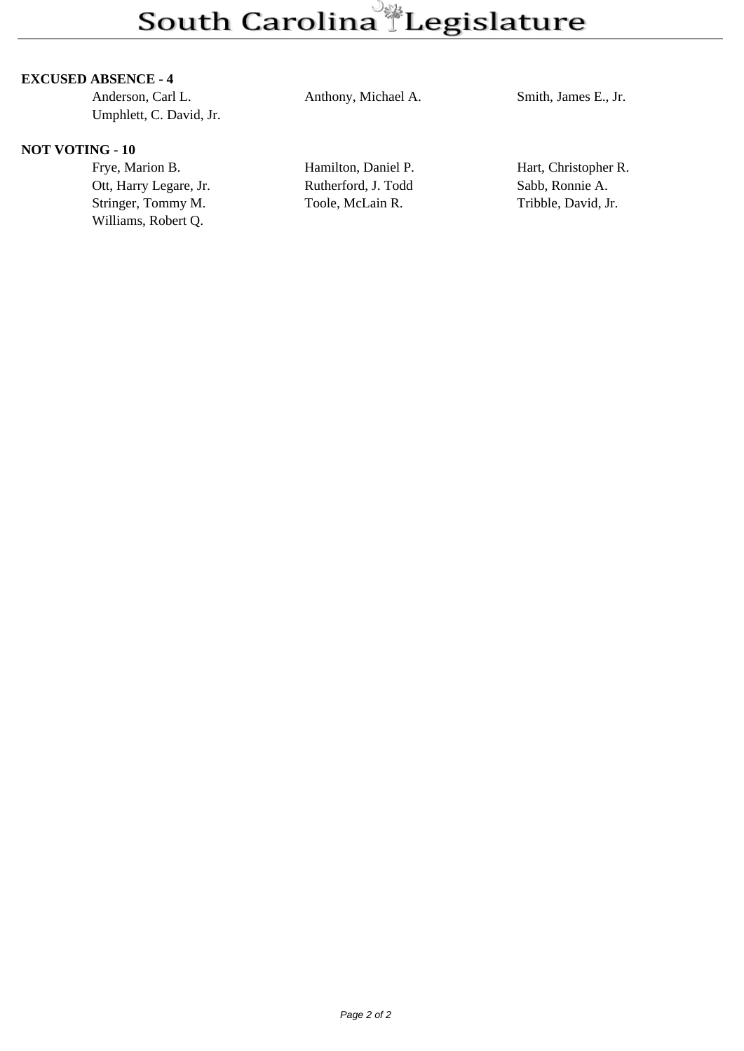**EXCUSED ABSENCE - 4**

| | | |
|---|---|---|
| Anderson, Carl L. | Anthony, Michael A. | Smith, James E., Jr. |
| Umphlett, C. David, Jr. | | |

**NOT VOTING - 10**

| | | |
|---|---|---|
| Frye, Marion B. | Hamilton, Daniel P. | Hart, Christopher R. |
| Ott, Harry Legare, Jr. | Rutherford, J. Todd | Sabb, Ronnie A. |
| Stringer, Tommy M. | Toole, McLain R. | Tribble, David, Jr. |
| Williams, Robert Q. | | |